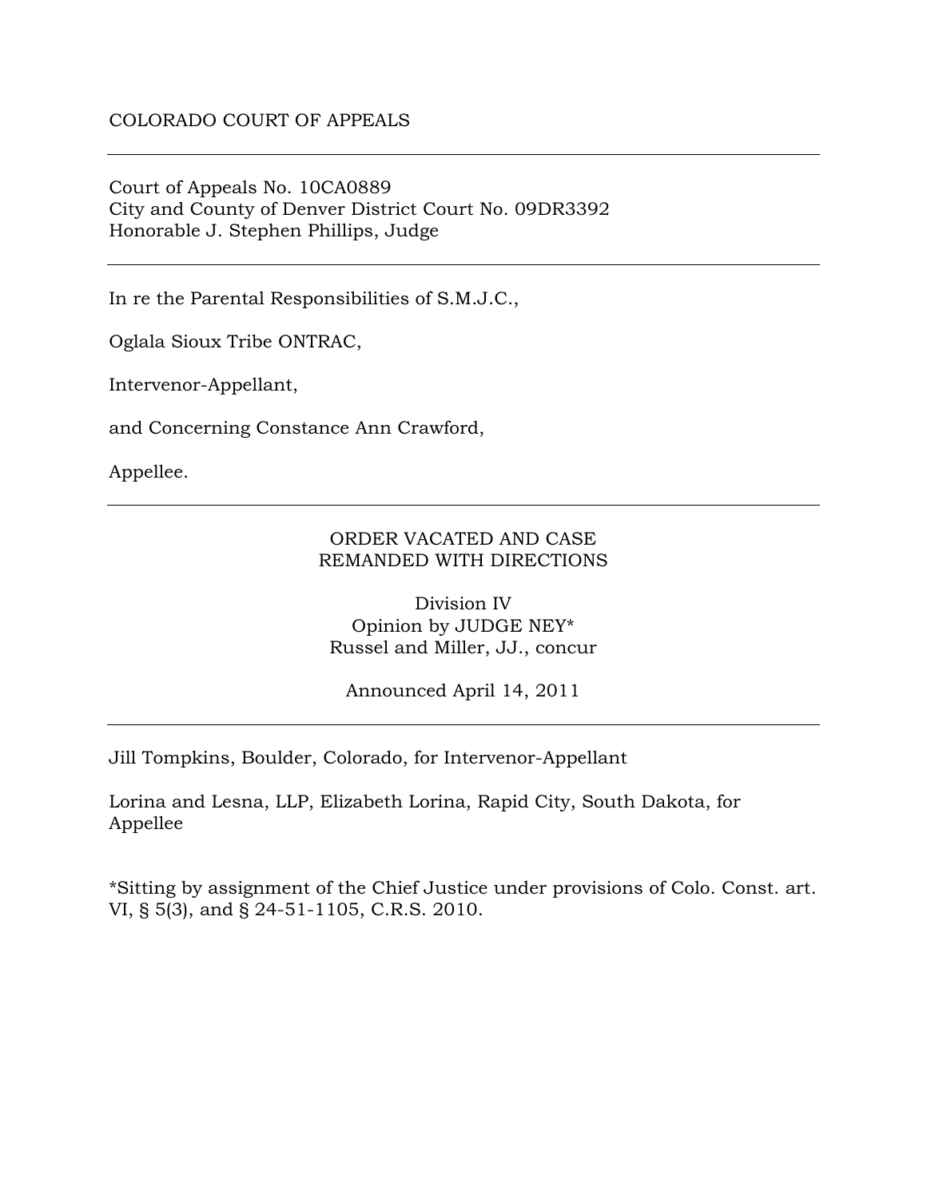COLORADO COURT OF APPEALS

---

Court of Appeals No. 10CA0889
City and County of Denver District Court No. 09DR3392
Honorable J. Stephen Phillips, Judge

---

In re the Parental Responsibilities of S.M.J.C.,

Oglala Sioux Tribe ONTRAC,

Intervenor-Appellant,

and Concerning Constance Ann Crawford,

Appellee.

---

ORDER VACATED AND CASE
REMANDED WITH DIRECTIONS

Division IV
Opinion by JUDGE NEY*
Russel and Miller, JJ., concur

Announced April 14, 2011

---

Jill Tompkins, Boulder, Colorado, for Intervenor-Appellant

Lorina and Lesna, LLP, Elizabeth Lorina, Rapid City, South Dakota, for Appellee

*Sitting by assignment of the Chief Justice under provisions of Colo. Const. art. VI, § 5(3), and § 24-51-1105, C.R.S. 2010.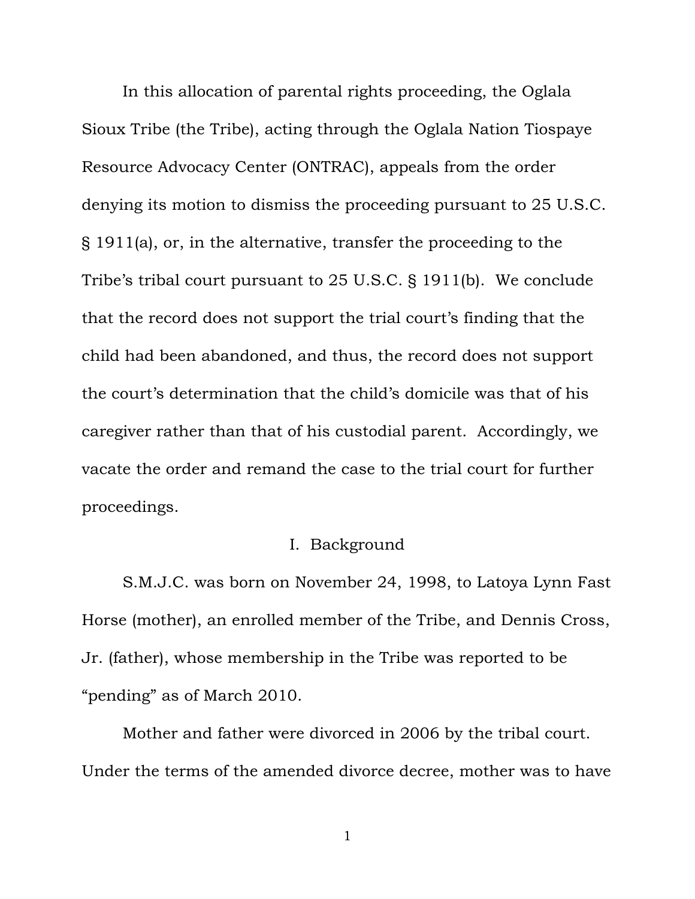In this allocation of parental rights proceeding, the Oglala Sioux Tribe (the Tribe), acting through the Oglala Nation Tiospaye Resource Advocacy Center (ONTRAC), appeals from the order denying its motion to dismiss the proceeding pursuant to 25 U.S.C. § 1911(a), or, in the alternative, transfer the proceeding to the Tribe's tribal court pursuant to 25 U.S.C. § 1911(b). We conclude that the record does not support the trial court's finding that the child had been abandoned, and thus, the record does not support the court's determination that the child's domicile was that of his caregiver rather than that of his custodial parent. Accordingly, we vacate the order and remand the case to the trial court for further proceedings.

## I. Background

S.M.J.C. was born on November 24, 1998, to Latoya Lynn Fast Horse (mother), an enrolled member of the Tribe, and Dennis Cross, Jr. (father), whose membership in the Tribe was reported to be "pending" as of March 2010.

Mother and father were divorced in 2006 by the tribal court. Under the terms of the amended divorce decree, mother was to have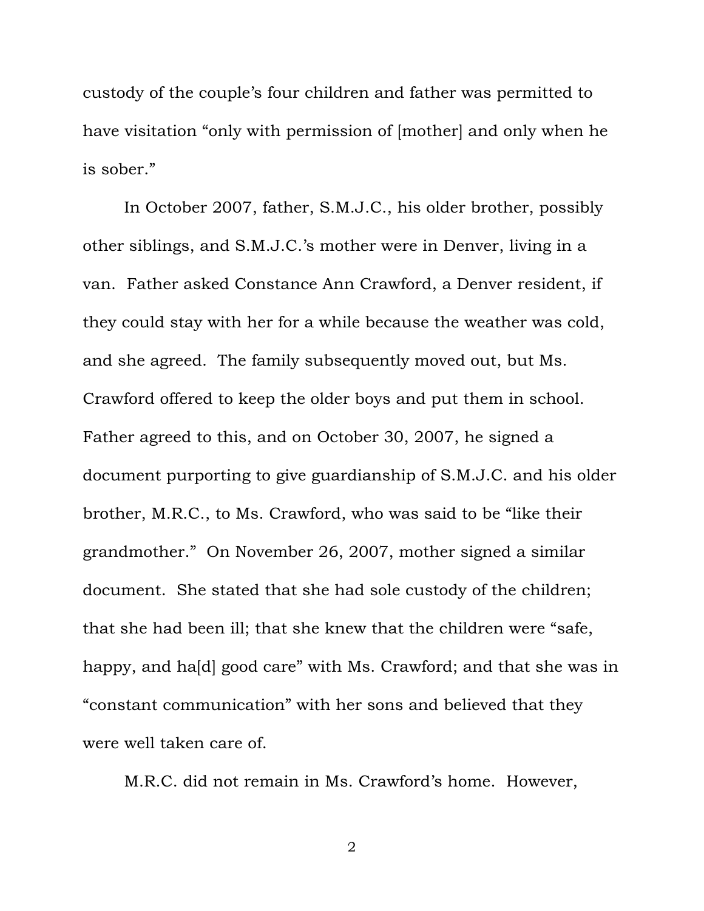custody of the couple's four children and father was permitted to have visitation "only with permission of [mother] and only when he is sober."

In October 2007, father, S.M.J.C., his older brother, possibly other siblings, and S.M.J.C.'s mother were in Denver, living in a van. Father asked Constance Ann Crawford, a Denver resident, if they could stay with her for a while because the weather was cold, and she agreed. The family subsequently moved out, but Ms. Crawford offered to keep the older boys and put them in school. Father agreed to this, and on October 30, 2007, he signed a document purporting to give guardianship of S.M.J.C. and his older brother, M.R.C., to Ms. Crawford, who was said to be "like their grandmother." On November 26, 2007, mother signed a similar document. She stated that she had sole custody of the children; that she had been ill; that she knew that the children were "safe, happy, and ha[d] good care" with Ms. Crawford; and that she was in "constant communication" with her sons and believed that they were well taken care of.

M.R.C. did not remain in Ms. Crawford's home. However,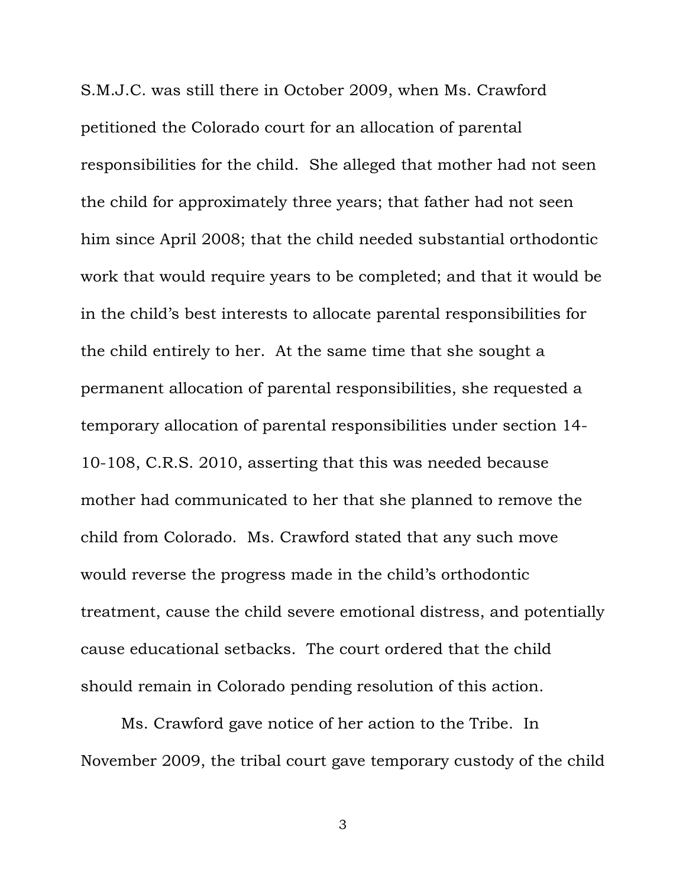S.M.J.C. was still there in October 2009, when Ms. Crawford petitioned the Colorado court for an allocation of parental responsibilities for the child. She alleged that mother had not seen the child for approximately three years; that father had not seen him since April 2008; that the child needed substantial orthodontic work that would require years to be completed; and that it would be in the child's best interests to allocate parental responsibilities for the child entirely to her. At the same time that she sought a permanent allocation of parental responsibilities, she requested a temporary allocation of parental responsibilities under section 14-10-108, C.R.S. 2010, asserting that this was needed because mother had communicated to her that she planned to remove the child from Colorado. Ms. Crawford stated that any such move would reverse the progress made in the child's orthodontic treatment, cause the child severe emotional distress, and potentially cause educational setbacks. The court ordered that the child should remain in Colorado pending resolution of this action.

Ms. Crawford gave notice of her action to the Tribe. In November 2009, the tribal court gave temporary custody of the child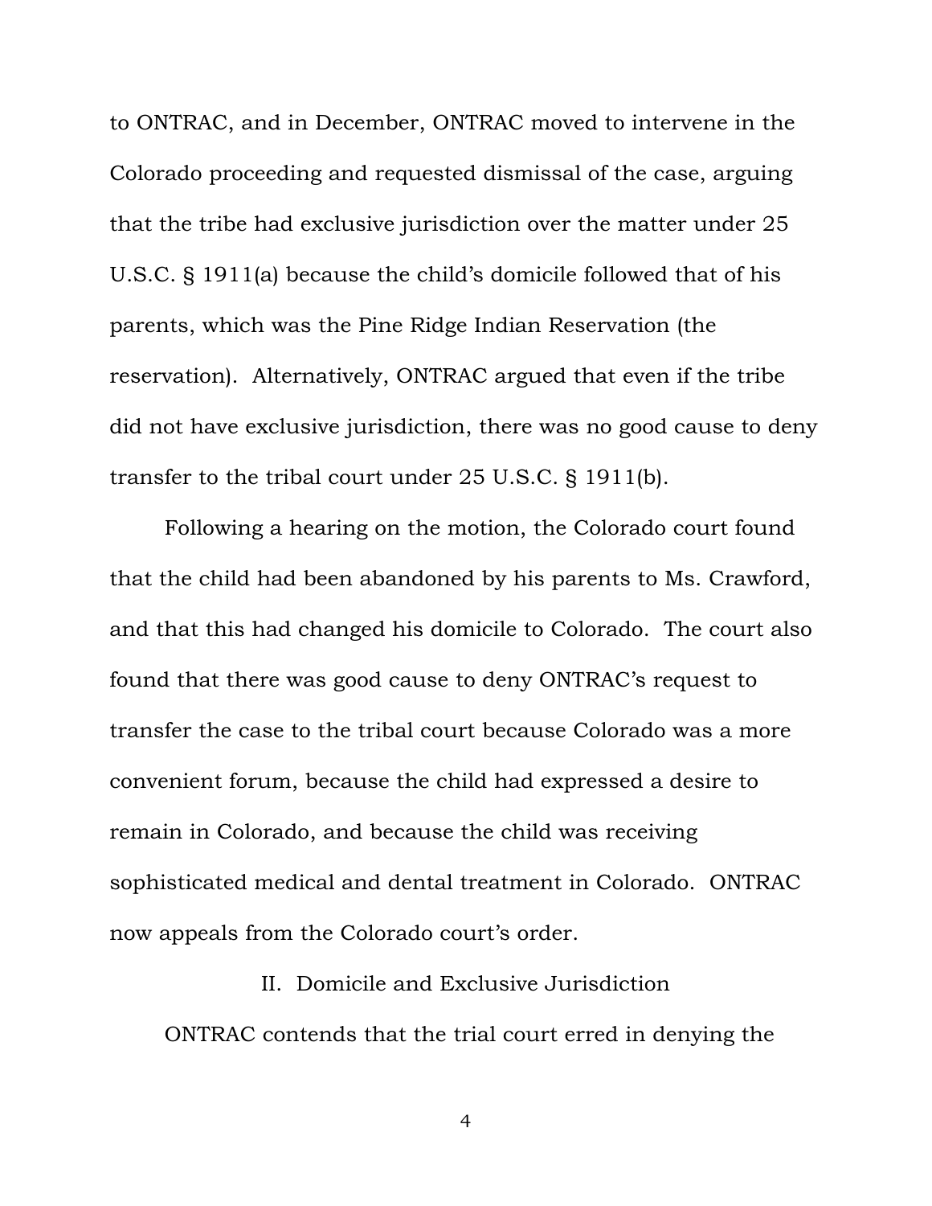to ONTRAC, and in December, ONTRAC moved to intervene in the Colorado proceeding and requested dismissal of the case, arguing that the tribe had exclusive jurisdiction over the matter under 25 U.S.C. § 1911(a) because the child's domicile followed that of his parents, which was the Pine Ridge Indian Reservation (the reservation). Alternatively, ONTRAC argued that even if the tribe did not have exclusive jurisdiction, there was no good cause to deny transfer to the tribal court under 25 U.S.C. § 1911(b).

Following a hearing on the motion, the Colorado court found that the child had been abandoned by his parents to Ms. Crawford, and that this had changed his domicile to Colorado. The court also found that there was good cause to deny ONTRAC's request to transfer the case to the tribal court because Colorado was a more convenient forum, because the child had expressed a desire to remain in Colorado, and because the child was receiving sophisticated medical and dental treatment in Colorado. ONTRAC now appeals from the Colorado court's order.

## II. Domicile and Exclusive Jurisdiction

ONTRAC contends that the trial court erred in denying the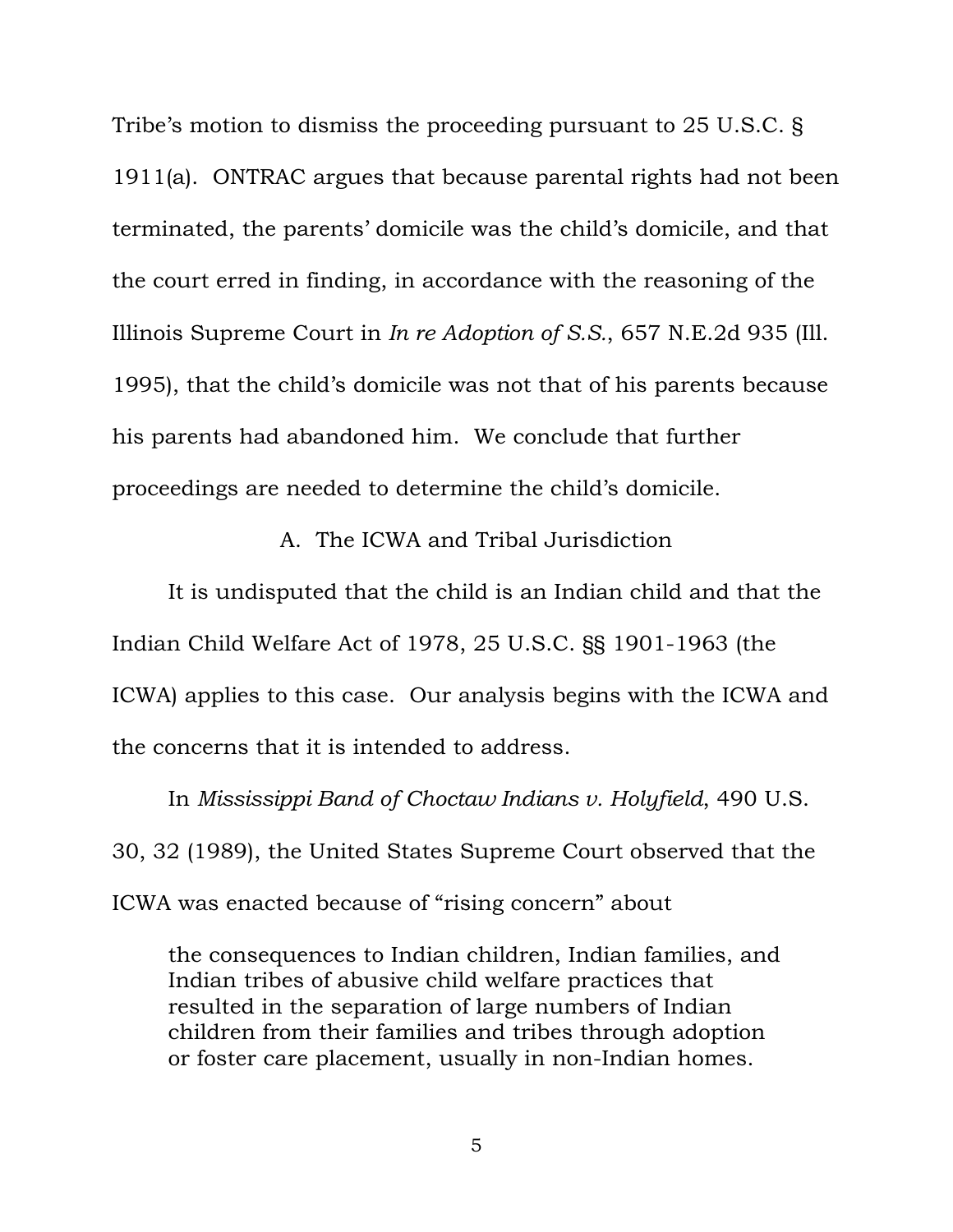Tribe's motion to dismiss the proceeding pursuant to 25 U.S.C. § 1911(a). ONTRAC argues that because parental rights had not been terminated, the parents' domicile was the child's domicile, and that the court erred in finding, in accordance with the reasoning of the Illinois Supreme Court in *In re Adoption of S.S.*, 657 N.E.2d 935 (Ill. 1995), that the child's domicile was not that of his parents because his parents had abandoned him. We conclude that further proceedings are needed to determine the child's domicile.

### A. The ICWA and Tribal Jurisdiction

It is undisputed that the child is an Indian child and that the Indian Child Welfare Act of 1978, 25 U.S.C. §§ 1901-1963 (the ICWA) applies to this case. Our analysis begins with the ICWA and the concerns that it is intended to address.

In *Mississippi Band of Choctaw Indians v. Holyfield*, 490 U.S. 30, 32 (1989), the United States Supreme Court observed that the ICWA was enacted because of "rising concern" about

> the consequences to Indian children, Indian families, and Indian tribes of abusive child welfare practices that resulted in the separation of large numbers of Indian children from their families and tribes through adoption or foster care placement, usually in non-Indian homes.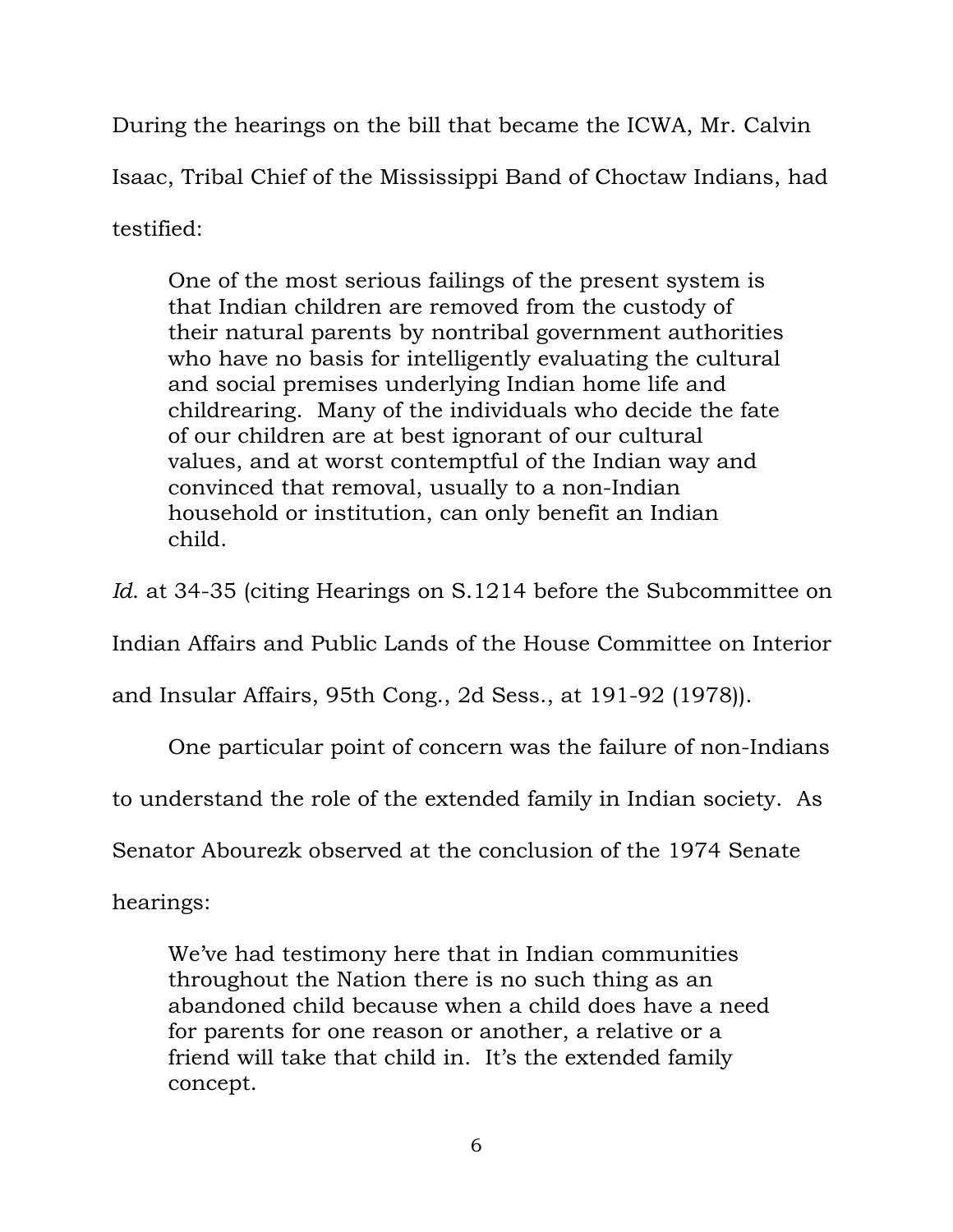During the hearings on the bill that became the ICWA, Mr. Calvin Isaac, Tribal Chief of the Mississippi Band of Choctaw Indians, had testified:

> One of the most serious failings of the present system is that Indian children are removed from the custody of their natural parents by nontribal government authorities who have no basis for intelligently evaluating the cultural and social premises underlying Indian home life and childrearing. Many of the individuals who decide the fate of our children are at best ignorant of our cultural values, and at worst contemptful of the Indian way and convinced that removal, usually to a non-Indian household or institution, can only benefit an Indian child.

*Id*. at 34-35 (citing Hearings on S.1214 before the Subcommittee on Indian Affairs and Public Lands of the House Committee on Interior and Insular Affairs, 95th Cong., 2d Sess., at 191-92 (1978)).

One particular point of concern was the failure of non-Indians to understand the role of the extended family in Indian society. As Senator Abourezk observed at the conclusion of the 1974 Senate hearings:

> We've had testimony here that in Indian communities throughout the Nation there is no such thing as an abandoned child because when a child does have a need for parents for one reason or another, a relative or a friend will take that child in. It's the extended family concept.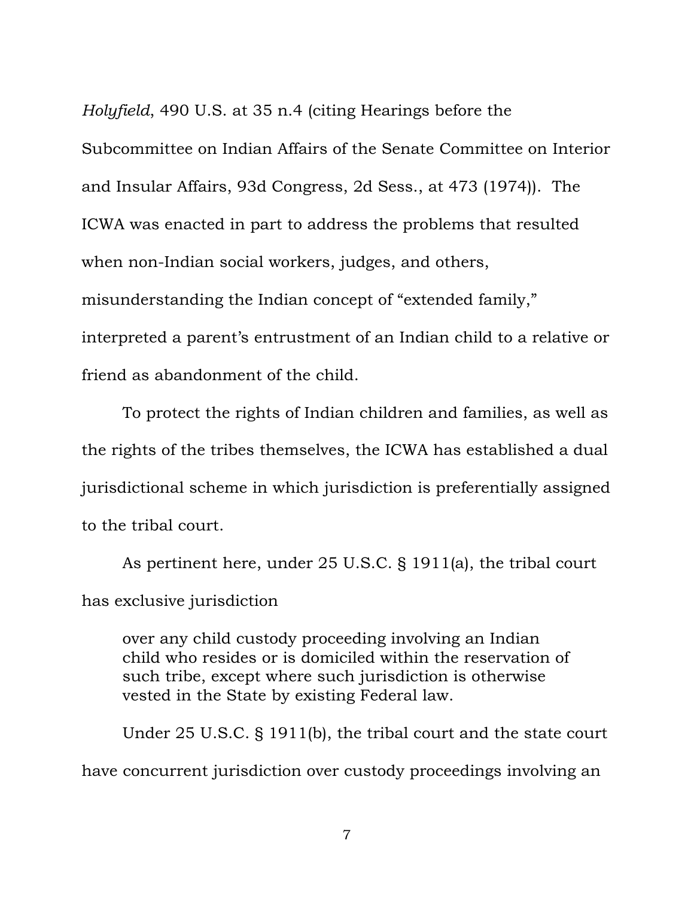*Holyfield*, 490 U.S. at 35 n.4 (citing Hearings before the Subcommittee on Indian Affairs of the Senate Committee on Interior and Insular Affairs, 93d Congress, 2d Sess., at 473 (1974)). The ICWA was enacted in part to address the problems that resulted when non-Indian social workers, judges, and others, misunderstanding the Indian concept of "extended family," interpreted a parent's entrustment of an Indian child to a relative or friend as abandonment of the child.

To protect the rights of Indian children and families, as well as the rights of the tribes themselves, the ICWA has established a dual jurisdictional scheme in which jurisdiction is preferentially assigned to the tribal court.

As pertinent here, under 25 U.S.C. § 1911(a), the tribal court has exclusive jurisdiction

> over any child custody proceeding involving an Indian child who resides or is domiciled within the reservation of such tribe, except where such jurisdiction is otherwise vested in the State by existing Federal law.

Under 25 U.S.C. § 1911(b), the tribal court and the state court have concurrent jurisdiction over custody proceedings involving an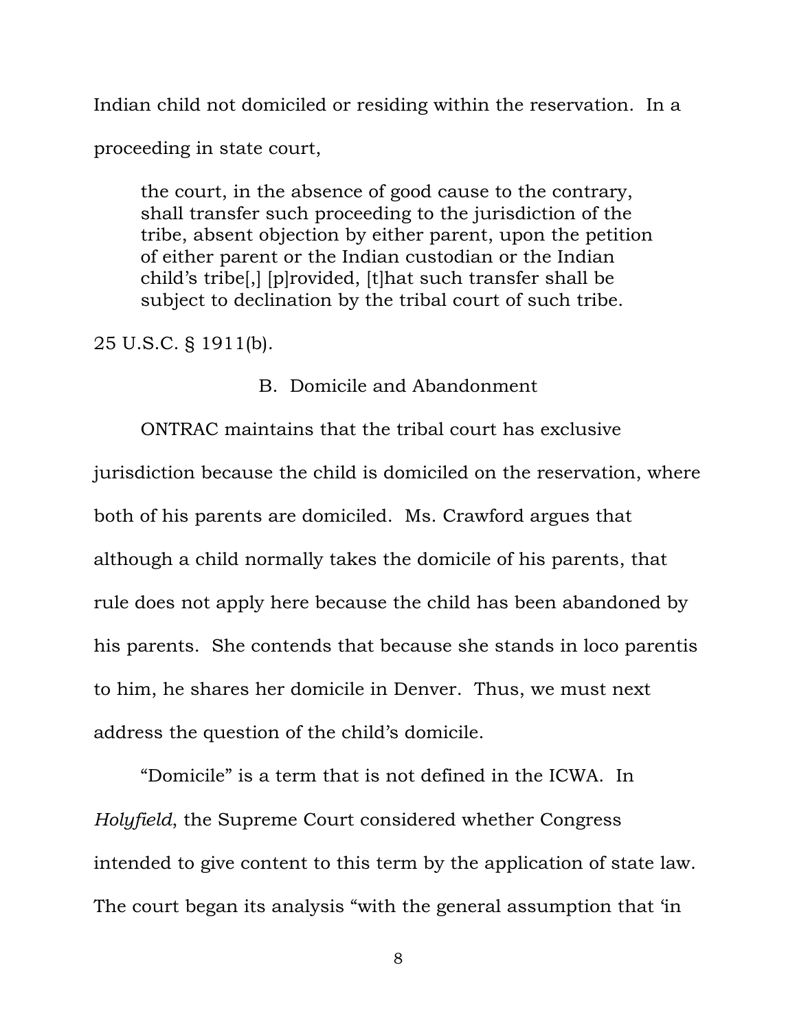Indian child not domiciled or residing within the reservation. In a proceeding in state court,

> the court, in the absence of good cause to the contrary, shall transfer such proceeding to the jurisdiction of the tribe, absent objection by either parent, upon the petition of either parent or the Indian custodian or the Indian child's tribe[,] [p]rovided, [t]hat such transfer shall be subject to declination by the tribal court of such tribe.

25 U.S.C. § 1911(b).

### B. Domicile and Abandonment

ONTRAC maintains that the tribal court has exclusive jurisdiction because the child is domiciled on the reservation, where both of his parents are domiciled. Ms. Crawford argues that although a child normally takes the domicile of his parents, that rule does not apply here because the child has been abandoned by his parents. She contends that because she stands in loco parentis to him, he shares her domicile in Denver. Thus, we must next address the question of the child's domicile.

"Domicile" is a term that is not defined in the ICWA. In *Holyfield*, the Supreme Court considered whether Congress intended to give content to this term by the application of state law. The court began its analysis "with the general assumption that 'in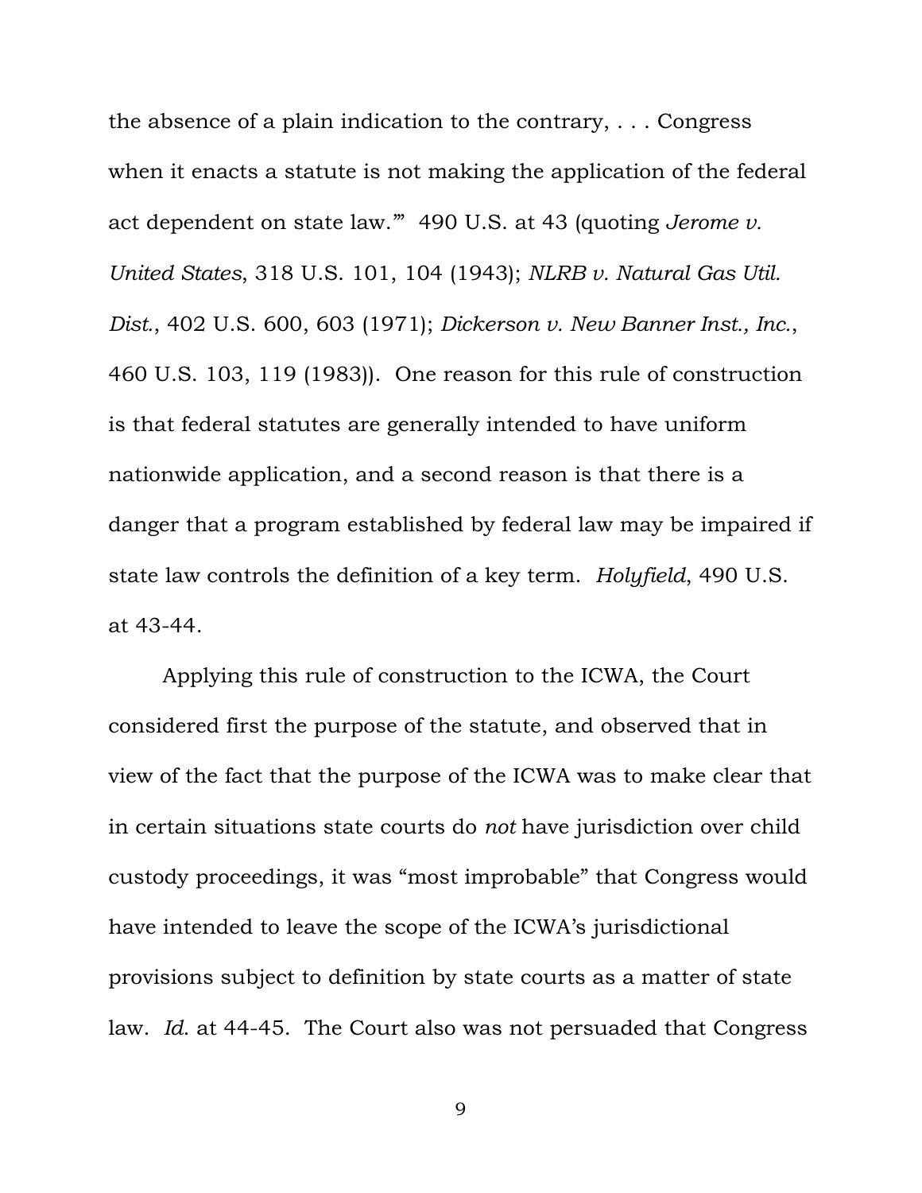the absence of a plain indication to the contrary, . . . Congress when it enacts a statute is not making the application of the federal act dependent on state law.'" 490 U.S. at 43 (quoting *Jerome v. United States*, 318 U.S. 101, 104 (1943); *NLRB v. Natural Gas Util. Dist.*, 402 U.S. 600, 603 (1971); *Dickerson v. New Banner Inst., Inc.*, 460 U.S. 103, 119 (1983)). One reason for this rule of construction is that federal statutes are generally intended to have uniform nationwide application, and a second reason is that there is a danger that a program established by federal law may be impaired if state law controls the definition of a key term. *Holyfield*, 490 U.S. at 43-44.

Applying this rule of construction to the ICWA, the Court considered first the purpose of the statute, and observed that in view of the fact that the purpose of the ICWA was to make clear that in certain situations state courts do *not* have jurisdiction over child custody proceedings, it was "most improbable" that Congress would have intended to leave the scope of the ICWA's jurisdictional provisions subject to definition by state courts as a matter of state law. *Id.* at 44-45. The Court also was not persuaded that Congress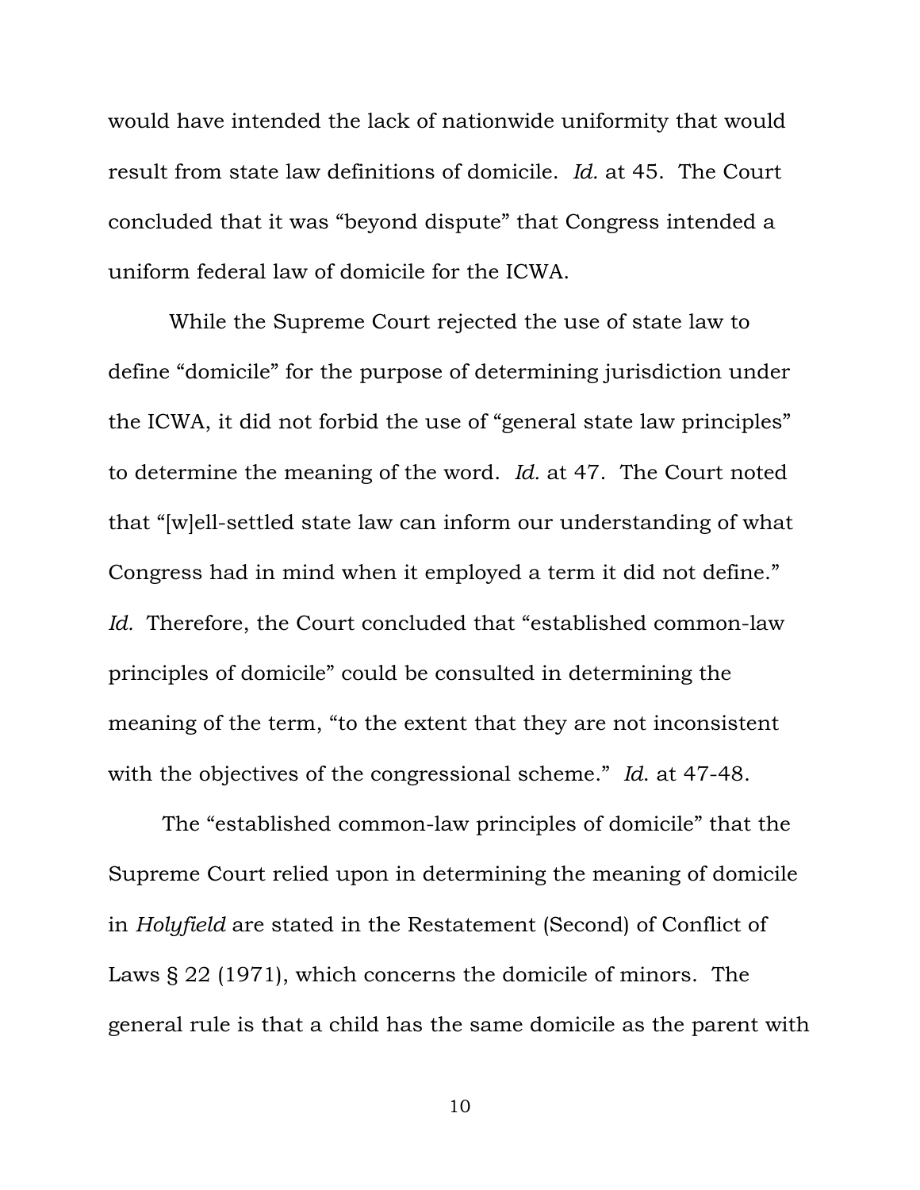would have intended the lack of nationwide uniformity that would result from state law definitions of domicile. *Id.* at 45. The Court concluded that it was "beyond dispute" that Congress intended a uniform federal law of domicile for the ICWA.

While the Supreme Court rejected the use of state law to define "domicile" for the purpose of determining jurisdiction under the ICWA, it did not forbid the use of "general state law principles" to determine the meaning of the word. *Id.* at 47. The Court noted that "[w]ell-settled state law can inform our understanding of what Congress had in mind when it employed a term it did not define." *Id.* Therefore, the Court concluded that "established common-law principles of domicile" could be consulted in determining the meaning of the term, "to the extent that they are not inconsistent with the objectives of the congressional scheme." *Id.* at 47-48.

The "established common-law principles of domicile" that the Supreme Court relied upon in determining the meaning of domicile in *Holyfield* are stated in the Restatement (Second) of Conflict of Laws § 22 (1971), which concerns the domicile of minors. The general rule is that a child has the same domicile as the parent with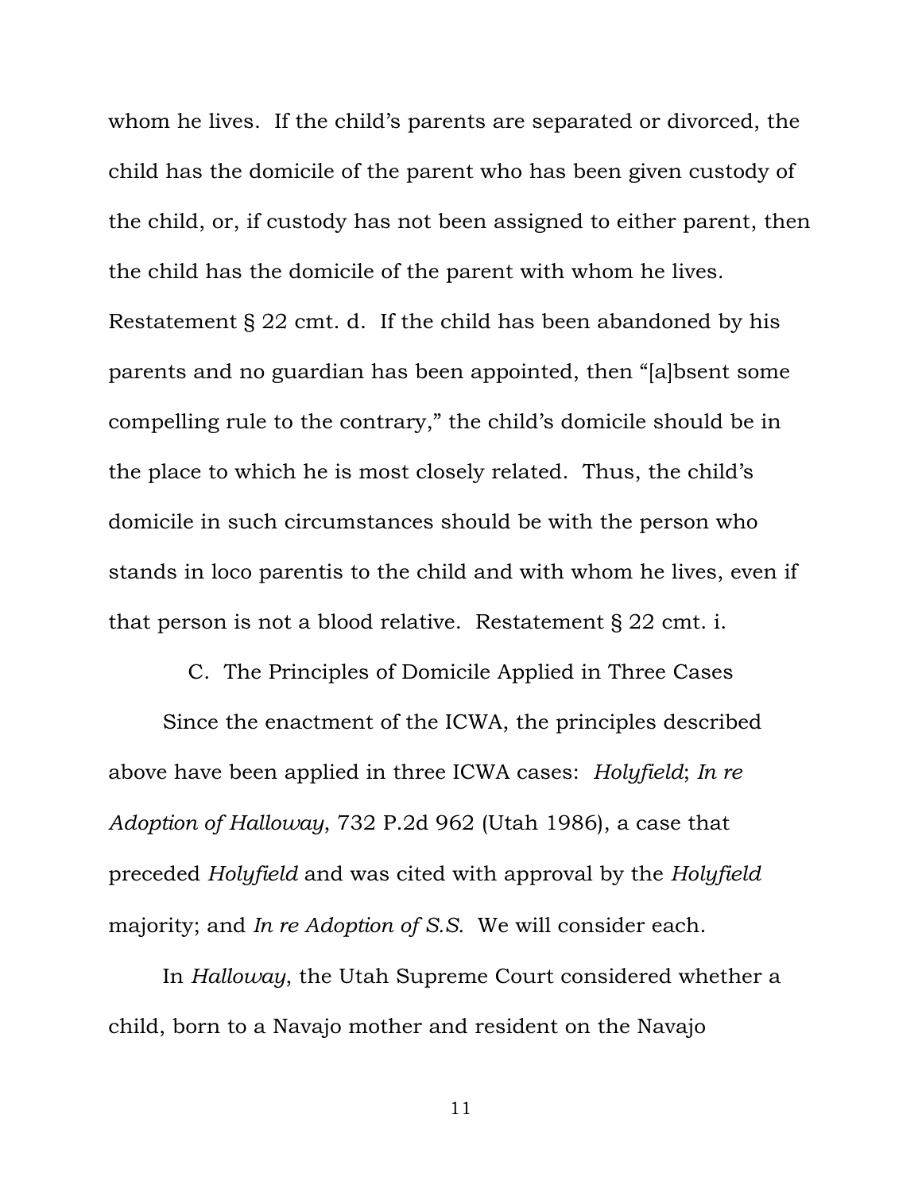whom he lives. If the child's parents are separated or divorced, the child has the domicile of the parent who has been given custody of the child, or, if custody has not been assigned to either parent, then the child has the domicile of the parent with whom he lives. Restatement § 22 cmt. d. If the child has been abandoned by his parents and no guardian has been appointed, then "[a]bsent some compelling rule to the contrary," the child's domicile should be in the place to which he is most closely related. Thus, the child's domicile in such circumstances should be with the person who stands in loco parentis to the child and with whom he lives, even if that person is not a blood relative. Restatement § 22 cmt. i.

### C. The Principles of Domicile Applied in Three Cases

Since the enactment of the ICWA, the principles described above have been applied in three ICWA cases: *Holyfield*; *In re Adoption of Halloway*, 732 P.2d 962 (Utah 1986), a case that preceded *Holyfield* and was cited with approval by the *Holyfield* majority; and *In re Adoption of S.S.* We will consider each.

In *Halloway*, the Utah Supreme Court considered whether a child, born to a Navajo mother and resident on the Navajo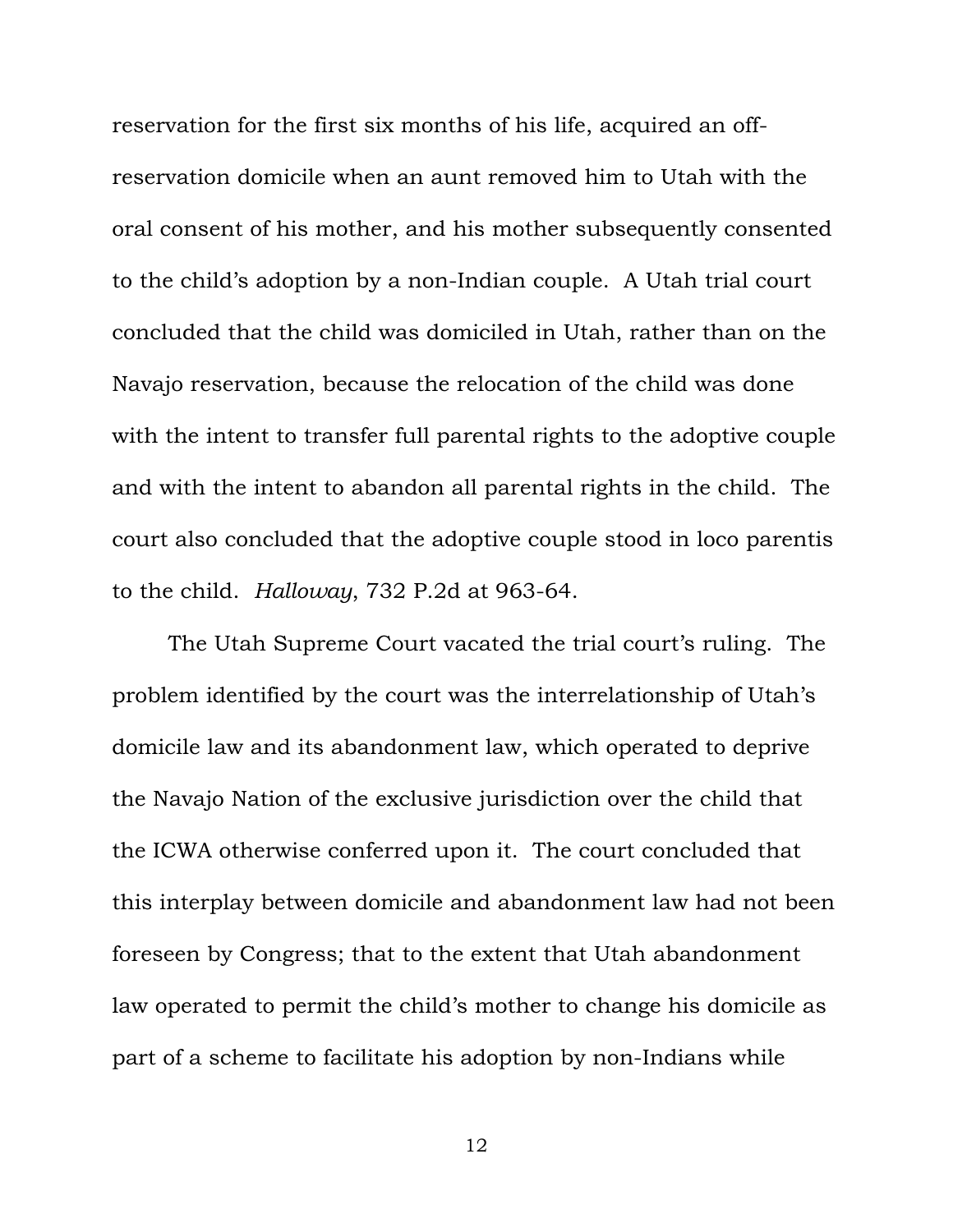reservation for the first six months of his life, acquired an off-reservation domicile when an aunt removed him to Utah with the oral consent of his mother, and his mother subsequently consented to the child's adoption by a non-Indian couple. A Utah trial court concluded that the child was domiciled in Utah, rather than on the Navajo reservation, because the relocation of the child was done with the intent to transfer full parental rights to the adoptive couple and with the intent to abandon all parental rights in the child. The court also concluded that the adoptive couple stood in loco parentis to the child. *Halloway*, 732 P.2d at 963-64.

The Utah Supreme Court vacated the trial court's ruling. The problem identified by the court was the interrelationship of Utah's domicile law and its abandonment law, which operated to deprive the Navajo Nation of the exclusive jurisdiction over the child that the ICWA otherwise conferred upon it. The court concluded that this interplay between domicile and abandonment law had not been foreseen by Congress; that to the extent that Utah abandonment law operated to permit the child's mother to change his domicile as part of a scheme to facilitate his adoption by non-Indians while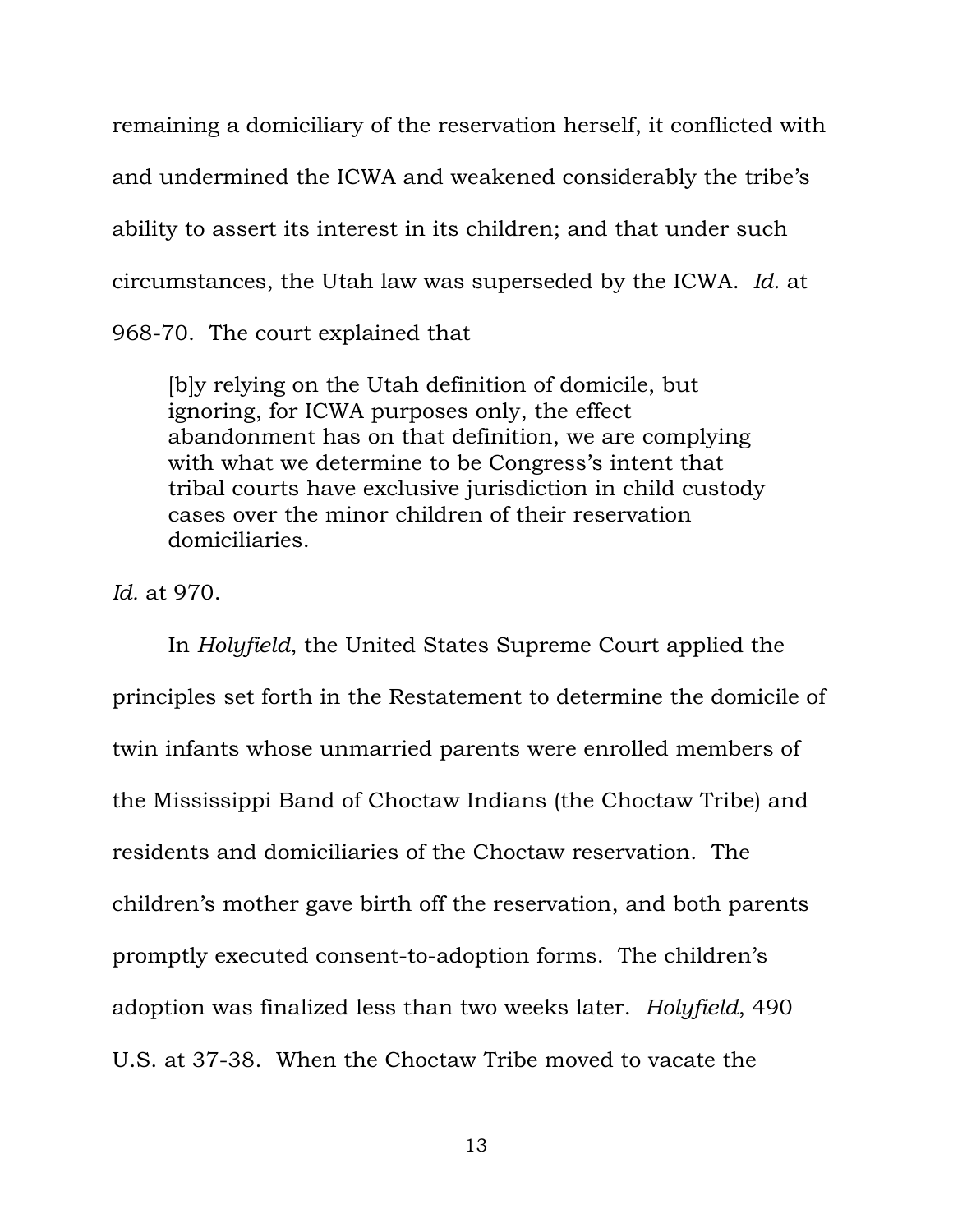remaining a domiciliary of the reservation herself, it conflicted with and undermined the ICWA and weakened considerably the tribe's ability to assert its interest in its children; and that under such circumstances, the Utah law was superseded by the ICWA. *Id.* at 968-70. The court explained that

> [b]y relying on the Utah definition of domicile, but ignoring, for ICWA purposes only, the effect abandonment has on that definition, we are complying with what we determine to be Congress's intent that tribal courts have exclusive jurisdiction in child custody cases over the minor children of their reservation domiciliaries.

*Id.* at 970.

In *Holyfield*, the United States Supreme Court applied the principles set forth in the Restatement to determine the domicile of twin infants whose unmarried parents were enrolled members of the Mississippi Band of Choctaw Indians (the Choctaw Tribe) and residents and domiciliaries of the Choctaw reservation. The children's mother gave birth off the reservation, and both parents promptly executed consent-to-adoption forms. The children's adoption was finalized less than two weeks later. *Holyfield*, 490 U.S. at 37-38. When the Choctaw Tribe moved to vacate the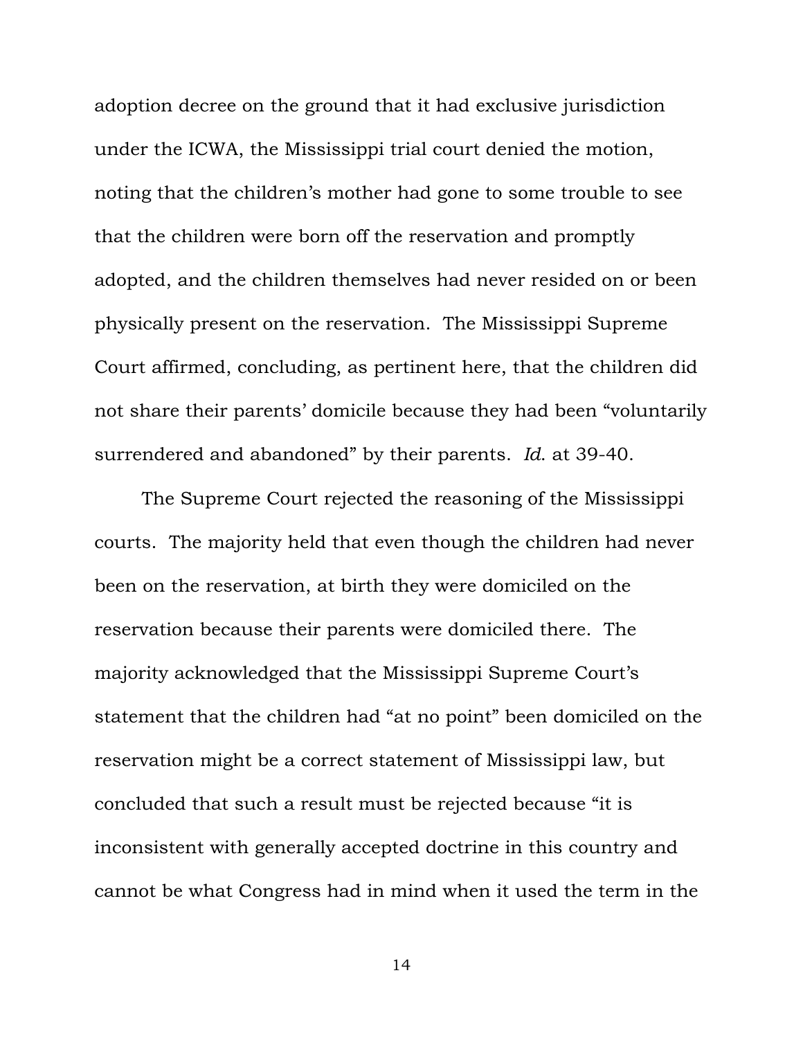adoption decree on the ground that it had exclusive jurisdiction under the ICWA, the Mississippi trial court denied the motion, noting that the children's mother had gone to some trouble to see that the children were born off the reservation and promptly adopted, and the children themselves had never resided on or been physically present on the reservation. The Mississippi Supreme Court affirmed, concluding, as pertinent here, that the children did not share their parents' domicile because they had been "voluntarily surrendered and abandoned" by their parents. *Id.* at 39-40.

The Supreme Court rejected the reasoning of the Mississippi courts. The majority held that even though the children had never been on the reservation, at birth they were domiciled on the reservation because their parents were domiciled there. The majority acknowledged that the Mississippi Supreme Court's statement that the children had "at no point" been domiciled on the reservation might be a correct statement of Mississippi law, but concluded that such a result must be rejected because "it is inconsistent with generally accepted doctrine in this country and cannot be what Congress had in mind when it used the term in the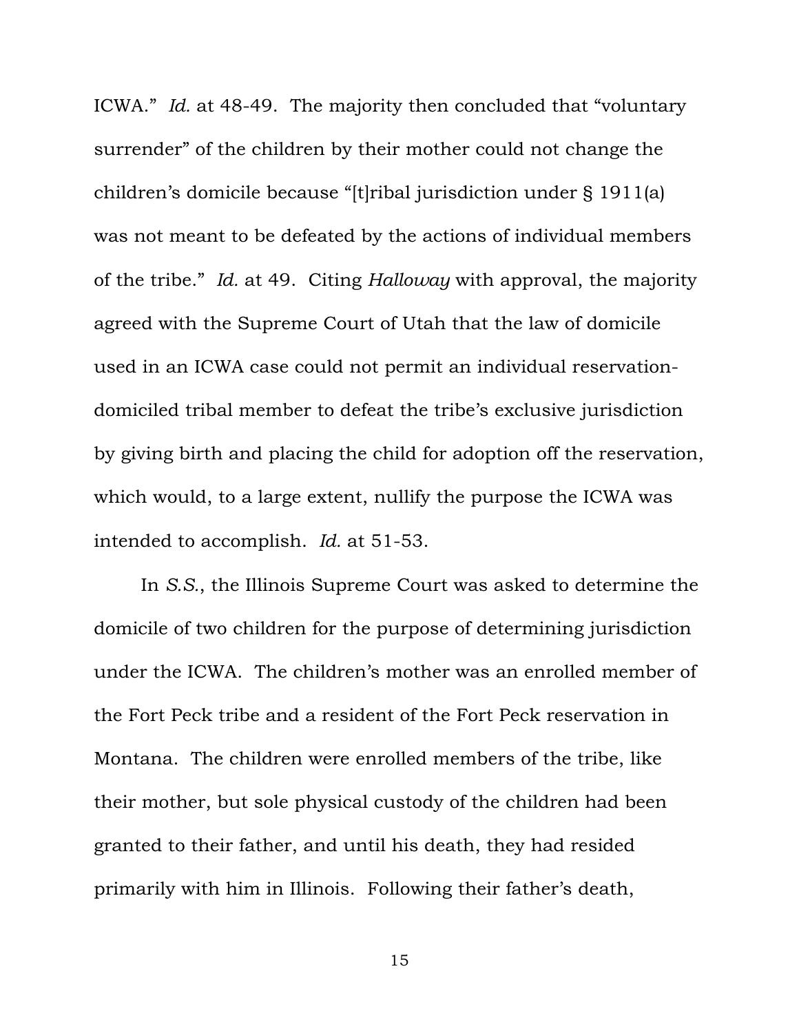ICWA." *Id.* at 48-49. The majority then concluded that "voluntary surrender" of the children by their mother could not change the children's domicile because "[t]ribal jurisdiction under § 1911(a) was not meant to be defeated by the actions of individual members of the tribe." *Id.* at 49. Citing *Halloway* with approval, the majority agreed with the Supreme Court of Utah that the law of domicile used in an ICWA case could not permit an individual reservation-domiciled tribal member to defeat the tribe's exclusive jurisdiction by giving birth and placing the child for adoption off the reservation, which would, to a large extent, nullify the purpose the ICWA was intended to accomplish. *Id.* at 51-53.

In *S.S.*, the Illinois Supreme Court was asked to determine the domicile of two children for the purpose of determining jurisdiction under the ICWA. The children's mother was an enrolled member of the Fort Peck tribe and a resident of the Fort Peck reservation in Montana. The children were enrolled members of the tribe, like their mother, but sole physical custody of the children had been granted to their father, and until his death, they had resided primarily with him in Illinois. Following their father's death,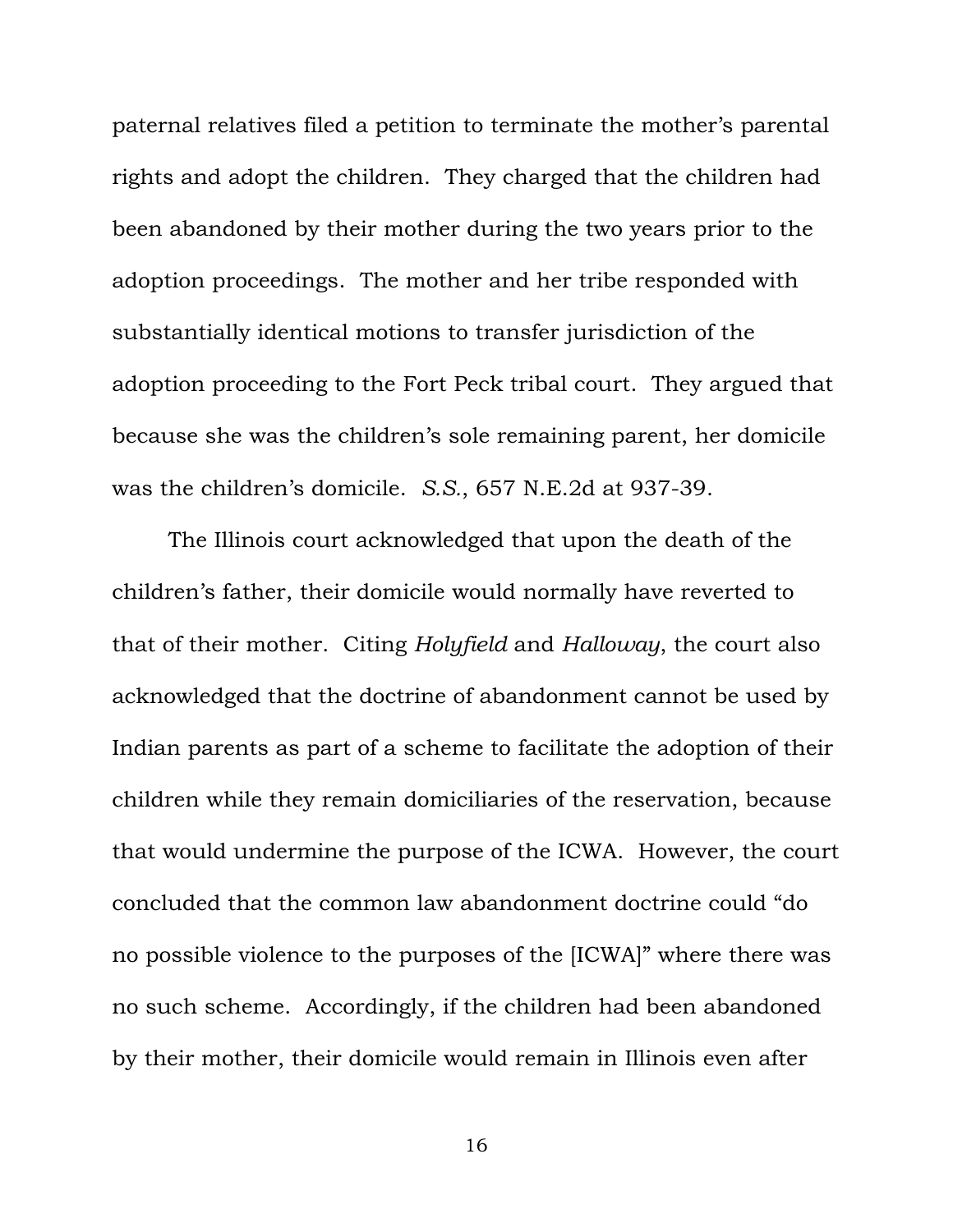paternal relatives filed a petition to terminate the mother's parental rights and adopt the children. They charged that the children had been abandoned by their mother during the two years prior to the adoption proceedings. The mother and her tribe responded with substantially identical motions to transfer jurisdiction of the adoption proceeding to the Fort Peck tribal court. They argued that because she was the children's sole remaining parent, her domicile was the children's domicile. *S.S.*, 657 N.E.2d at 937-39.

The Illinois court acknowledged that upon the death of the children's father, their domicile would normally have reverted to that of their mother. Citing *Holyfield* and *Halloway*, the court also acknowledged that the doctrine of abandonment cannot be used by Indian parents as part of a scheme to facilitate the adoption of their children while they remain domiciliaries of the reservation, because that would undermine the purpose of the ICWA. However, the court concluded that the common law abandonment doctrine could "do no possible violence to the purposes of the [ICWA]" where there was no such scheme. Accordingly, if the children had been abandoned by their mother, their domicile would remain in Illinois even after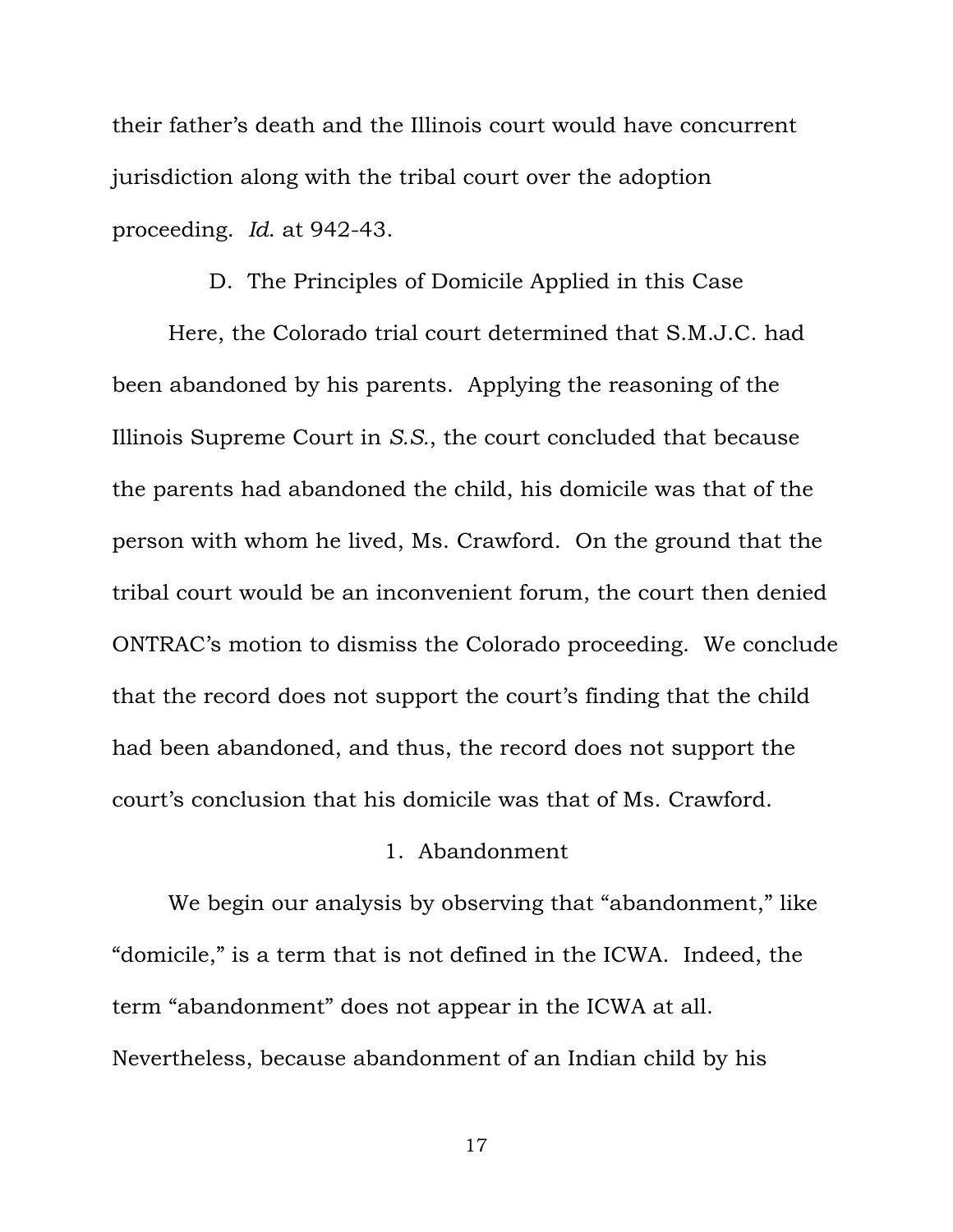their father's death and the Illinois court would have concurrent jurisdiction along with the tribal court over the adoption proceeding. *Id*. at 942-43.

### D. The Principles of Domicile Applied in this Case

Here, the Colorado trial court determined that S.M.J.C. had been abandoned by his parents. Applying the reasoning of the Illinois Supreme Court in *S.S.*, the court concluded that because the parents had abandoned the child, his domicile was that of the person with whom he lived, Ms. Crawford. On the ground that the tribal court would be an inconvenient forum, the court then denied ONTRAC's motion to dismiss the Colorado proceeding. We conclude that the record does not support the court's finding that the child had been abandoned, and thus, the record does not support the court's conclusion that his domicile was that of Ms. Crawford.

#### 1. Abandonment

We begin our analysis by observing that "abandonment," like "domicile," is a term that is not defined in the ICWA. Indeed, the term "abandonment" does not appear in the ICWA at all. Nevertheless, because abandonment of an Indian child by his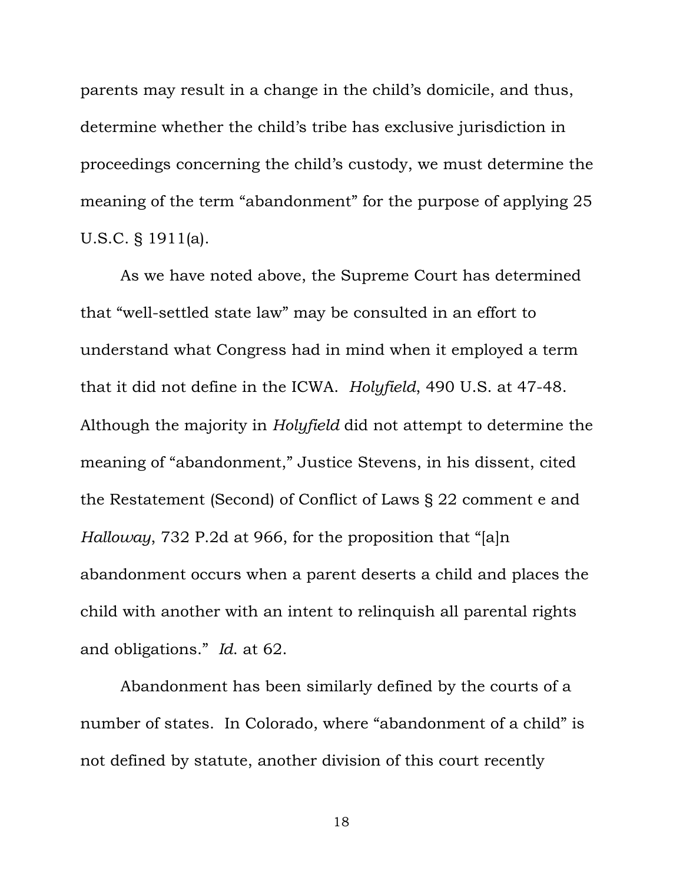parents may result in a change in the child's domicile, and thus, determine whether the child's tribe has exclusive jurisdiction in proceedings concerning the child's custody, we must determine the meaning of the term "abandonment" for the purpose of applying 25 U.S.C. § 1911(a).

As we have noted above, the Supreme Court has determined that "well-settled state law" may be consulted in an effort to understand what Congress had in mind when it employed a term that it did not define in the ICWA. *Holyfield*, 490 U.S. at 47-48. Although the majority in *Holyfield* did not attempt to determine the meaning of "abandonment," Justice Stevens, in his dissent, cited the Restatement (Second) of Conflict of Laws § 22 comment e and *Halloway*, 732 P.2d at 966, for the proposition that "[a]n abandonment occurs when a parent deserts a child and places the child with another with an intent to relinquish all parental rights and obligations." *Id.* at 62.

Abandonment has been similarly defined by the courts of a number of states. In Colorado, where "abandonment of a child" is not defined by statute, another division of this court recently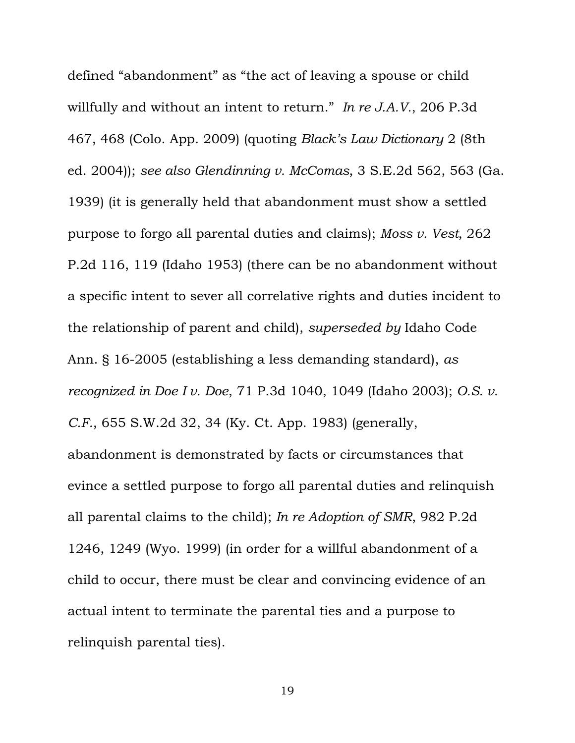defined “abandonment” as “the act of leaving a spouse or child willfully and without an intent to return.” *In re J.A.V.*, 206 P.3d 467, 468 (Colo. App. 2009) (quoting *Black’s Law Dictionary* 2 (8th ed. 2004)); *see also Glendinning v. McComas*, 3 S.E.2d 562, 563 (Ga. 1939) (it is generally held that abandonment must show a settled purpose to forgo all parental duties and claims); *Moss v. Vest*, 262 P.2d 116, 119 (Idaho 1953) (there can be no abandonment without a specific intent to sever all correlative rights and duties incident to the relationship of parent and child), *superseded by* Idaho Code Ann. § 16-2005 (establishing a less demanding standard), *as recognized in Doe I v. Doe*, 71 P.3d 1040, 1049 (Idaho 2003); *O.S. v. C.F.*, 655 S.W.2d 32, 34 (Ky. Ct. App. 1983) (generally, abandonment is demonstrated by facts or circumstances that evince a settled purpose to forgo all parental duties and relinquish all parental claims to the child); *In re Adoption of SMR*, 982 P.2d 1246, 1249 (Wyo. 1999) (in order for a willful abandonment of a child to occur, there must be clear and convincing evidence of an actual intent to terminate the parental ties and a purpose to relinquish parental ties).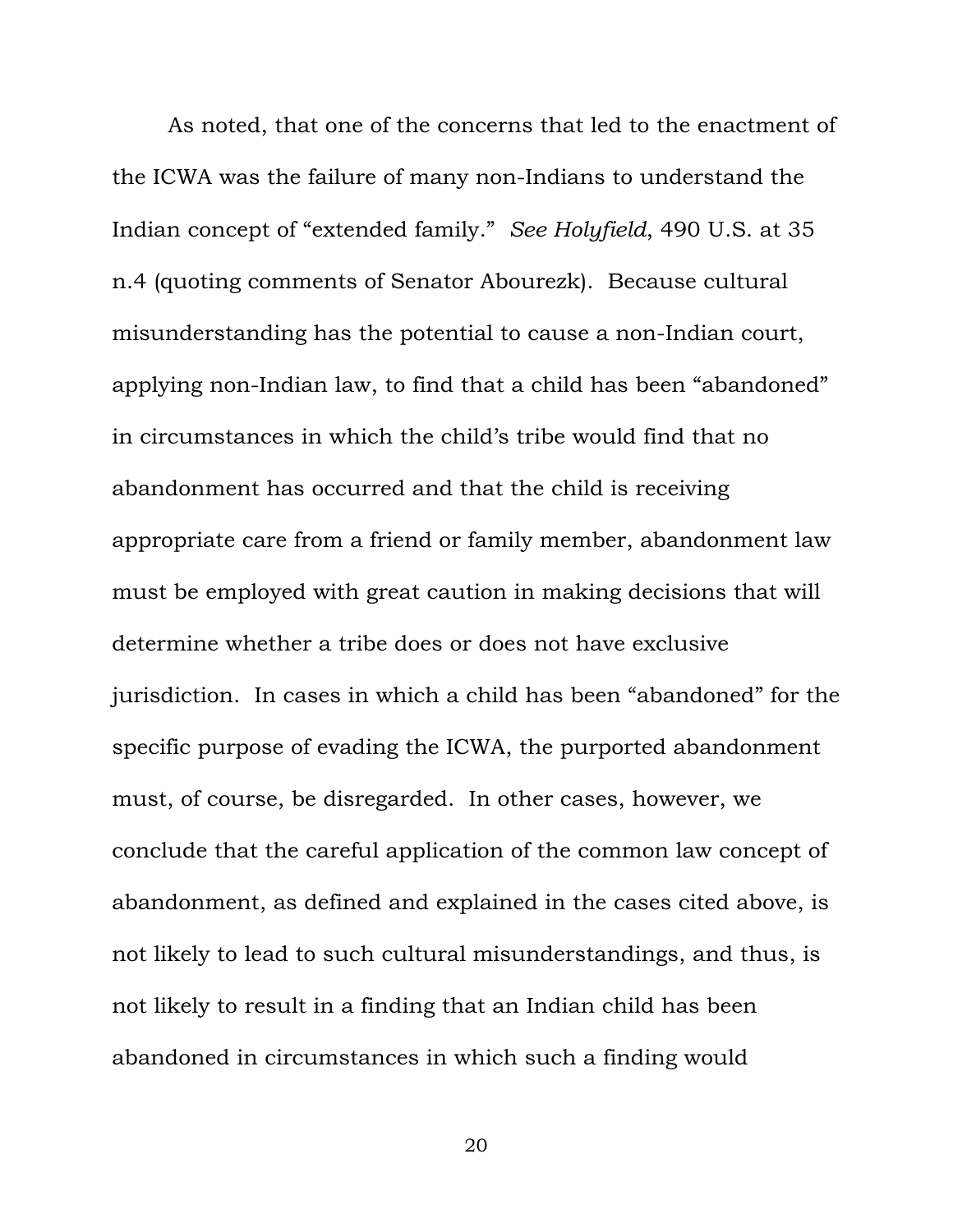As noted, that one of the concerns that led to the enactment of the ICWA was the failure of many non-Indians to understand the Indian concept of "extended family." *See Holyfield*, 490 U.S. at 35 n.4 (quoting comments of Senator Abourezk). Because cultural misunderstanding has the potential to cause a non-Indian court, applying non-Indian law, to find that a child has been "abandoned" in circumstances in which the child's tribe would find that no abandonment has occurred and that the child is receiving appropriate care from a friend or family member, abandonment law must be employed with great caution in making decisions that will determine whether a tribe does or does not have exclusive jurisdiction. In cases in which a child has been "abandoned" for the specific purpose of evading the ICWA, the purported abandonment must, of course, be disregarded. In other cases, however, we conclude that the careful application of the common law concept of abandonment, as defined and explained in the cases cited above, is not likely to lead to such cultural misunderstandings, and thus, is not likely to result in a finding that an Indian child has been abandoned in circumstances in which such a finding would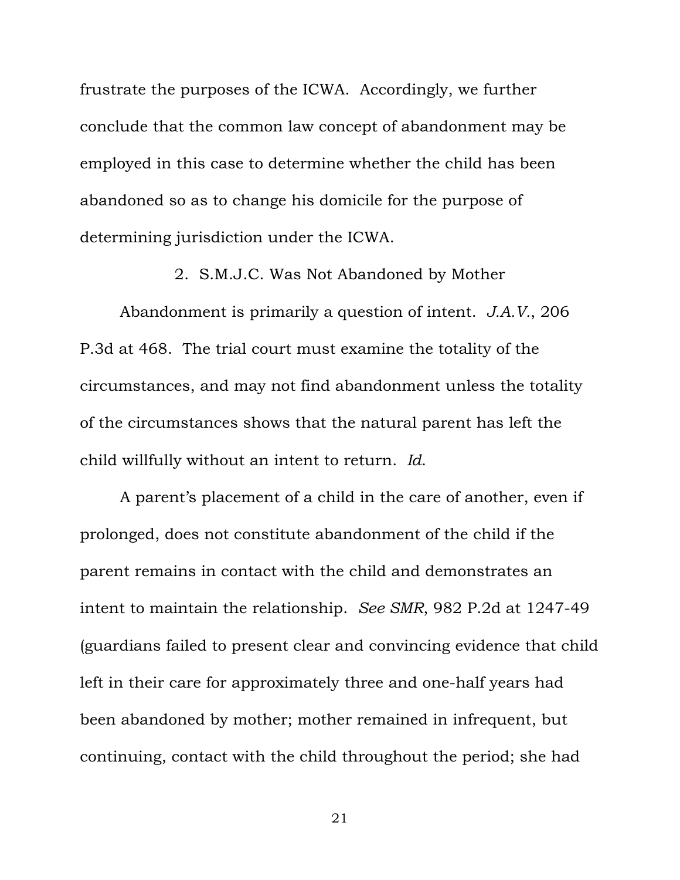frustrate the purposes of the ICWA. Accordingly, we further conclude that the common law concept of abandonment may be employed in this case to determine whether the child has been abandoned so as to change his domicile for the purpose of determining jurisdiction under the ICWA.

### 2. S.M.J.C. Was Not Abandoned by Mother

Abandonment is primarily a question of intent. *J.A.V.*, 206 P.3d at 468. The trial court must examine the totality of the circumstances, and may not find abandonment unless the totality of the circumstances shows that the natural parent has left the child willfully without an intent to return. *Id.*

A parent's placement of a child in the care of another, even if prolonged, does not constitute abandonment of the child if the parent remains in contact with the child and demonstrates an intent to maintain the relationship. *See SMR*, 982 P.2d at 1247-49 (guardians failed to present clear and convincing evidence that child left in their care for approximately three and one-half years had been abandoned by mother; mother remained in infrequent, but continuing, contact with the child throughout the period; she had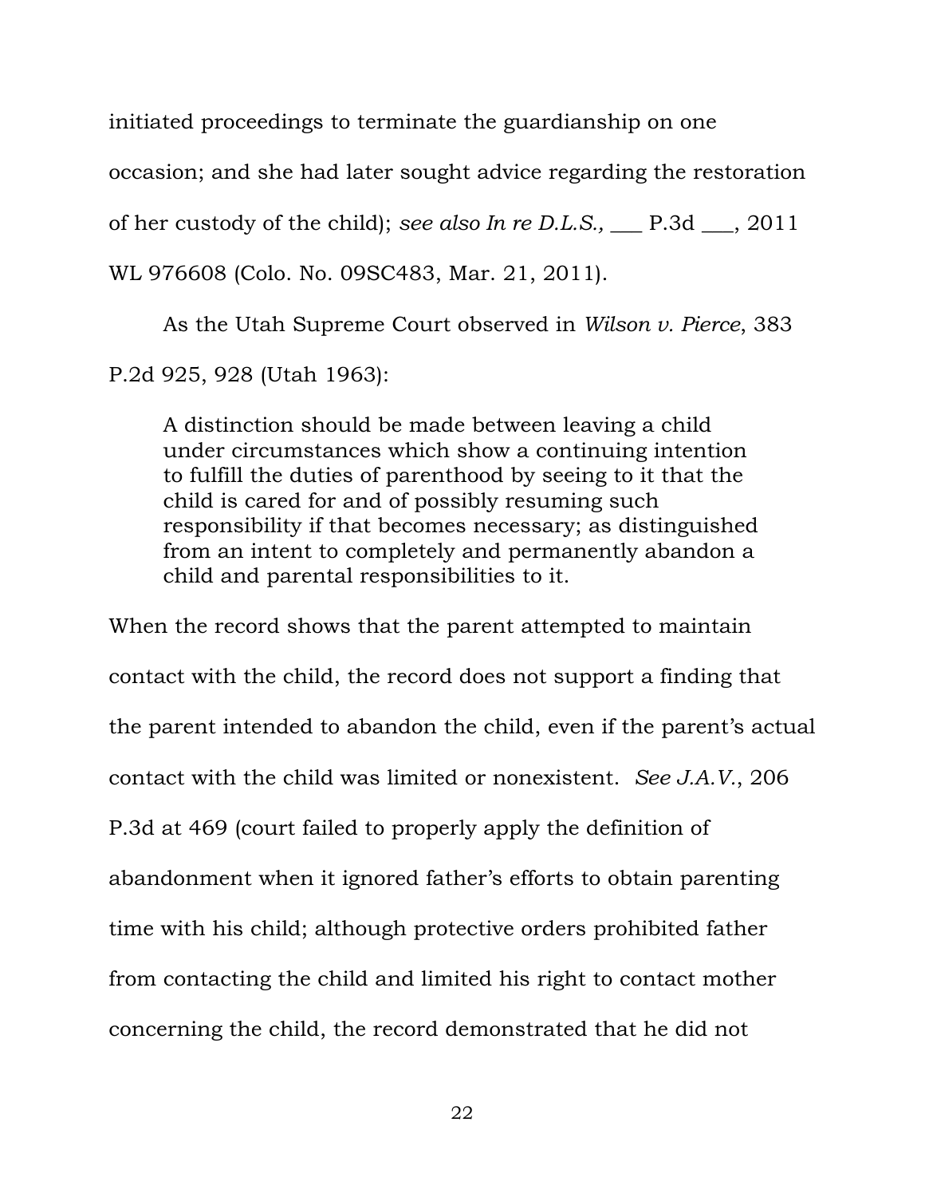initiated proceedings to terminate the guardianship on one occasion; and she had later sought advice regarding the restoration of her custody of the child); *see also In re D.L.S.,* ___ P.3d ___, 2011 WL 976608 (Colo. No. 09SC483, Mar. 21, 2011).

As the Utah Supreme Court observed in *Wilson v. Pierce*, 383 P.2d 925, 928 (Utah 1963):

> A distinction should be made between leaving a child under circumstances which show a continuing intention to fulfill the duties of parenthood by seeing to it that the child is cared for and of possibly resuming such responsibility if that becomes necessary; as distinguished from an intent to completely and permanently abandon a child and parental responsibilities to it.

When the record shows that the parent attempted to maintain contact with the child, the record does not support a finding that the parent intended to abandon the child, even if the parent's actual contact with the child was limited or nonexistent. *See J.A.V.*, 206 P.3d at 469 (court failed to properly apply the definition of abandonment when it ignored father's efforts to obtain parenting time with his child; although protective orders prohibited father from contacting the child and limited his right to contact mother concerning the child, the record demonstrated that he did not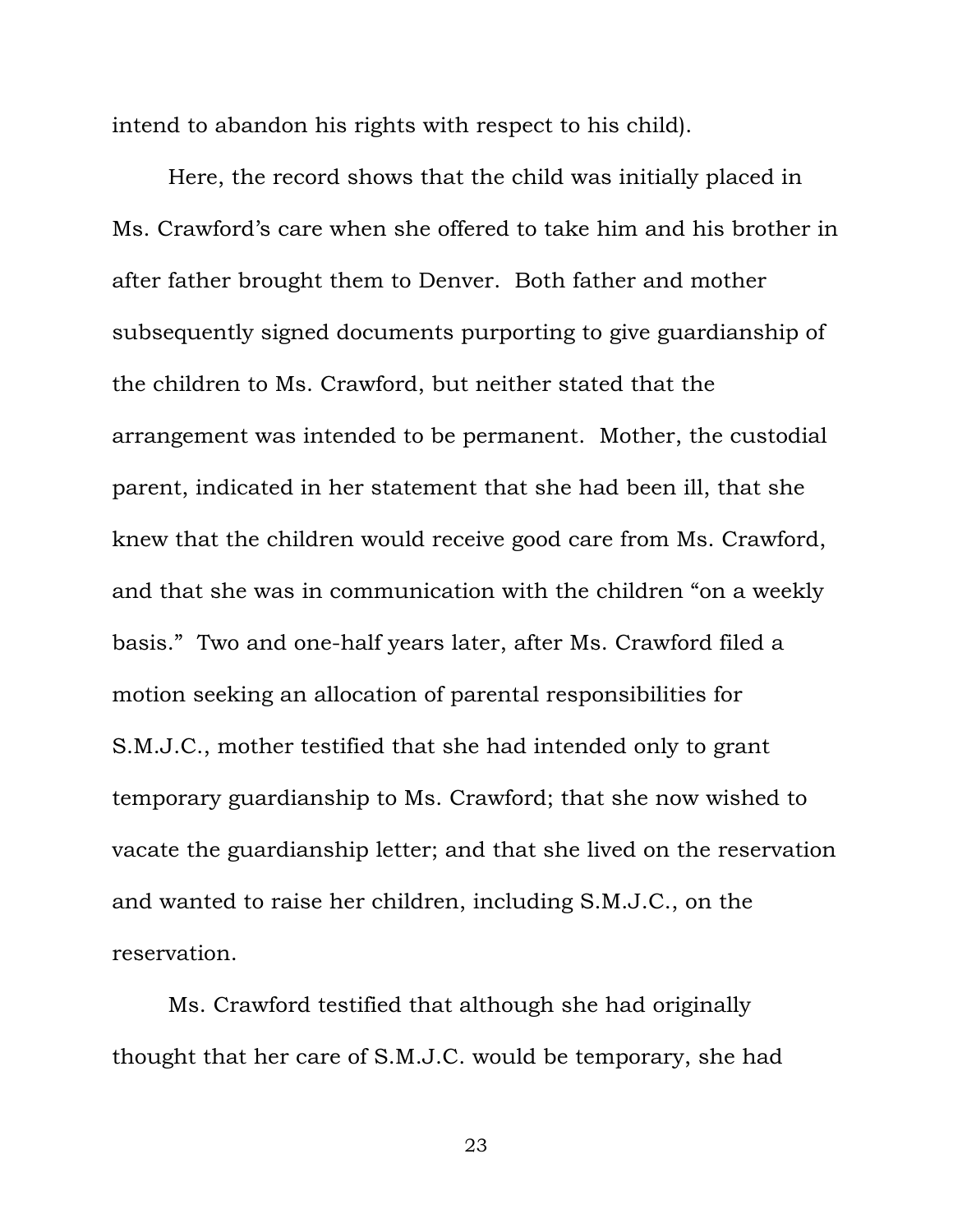intend to abandon his rights with respect to his child).

Here, the record shows that the child was initially placed in Ms. Crawford's care when she offered to take him and his brother in after father brought them to Denver. Both father and mother subsequently signed documents purporting to give guardianship of the children to Ms. Crawford, but neither stated that the arrangement was intended to be permanent. Mother, the custodial parent, indicated in her statement that she had been ill, that she knew that the children would receive good care from Ms. Crawford, and that she was in communication with the children "on a weekly basis." Two and one-half years later, after Ms. Crawford filed a motion seeking an allocation of parental responsibilities for S.M.J.C., mother testified that she had intended only to grant temporary guardianship to Ms. Crawford; that she now wished to vacate the guardianship letter; and that she lived on the reservation and wanted to raise her children, including S.M.J.C., on the reservation.

Ms. Crawford testified that although she had originally thought that her care of S.M.J.C. would be temporary, she had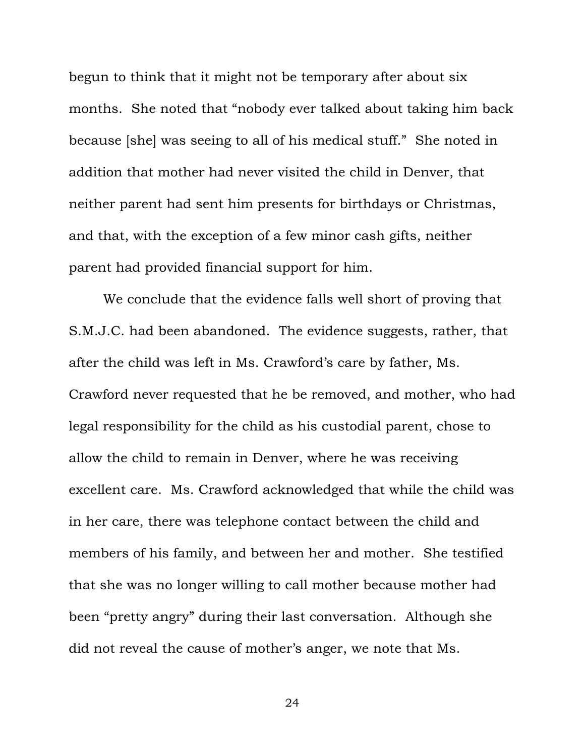begun to think that it might not be temporary after about six months. She noted that "nobody ever talked about taking him back because [she] was seeing to all of his medical stuff." She noted in addition that mother had never visited the child in Denver, that neither parent had sent him presents for birthdays or Christmas, and that, with the exception of a few minor cash gifts, neither parent had provided financial support for him.

We conclude that the evidence falls well short of proving that S.M.J.C. had been abandoned. The evidence suggests, rather, that after the child was left in Ms. Crawford's care by father, Ms. Crawford never requested that he be removed, and mother, who had legal responsibility for the child as his custodial parent, chose to allow the child to remain in Denver, where he was receiving excellent care. Ms. Crawford acknowledged that while the child was in her care, there was telephone contact between the child and members of his family, and between her and mother. She testified that she was no longer willing to call mother because mother had been "pretty angry" during their last conversation. Although she did not reveal the cause of mother's anger, we note that Ms.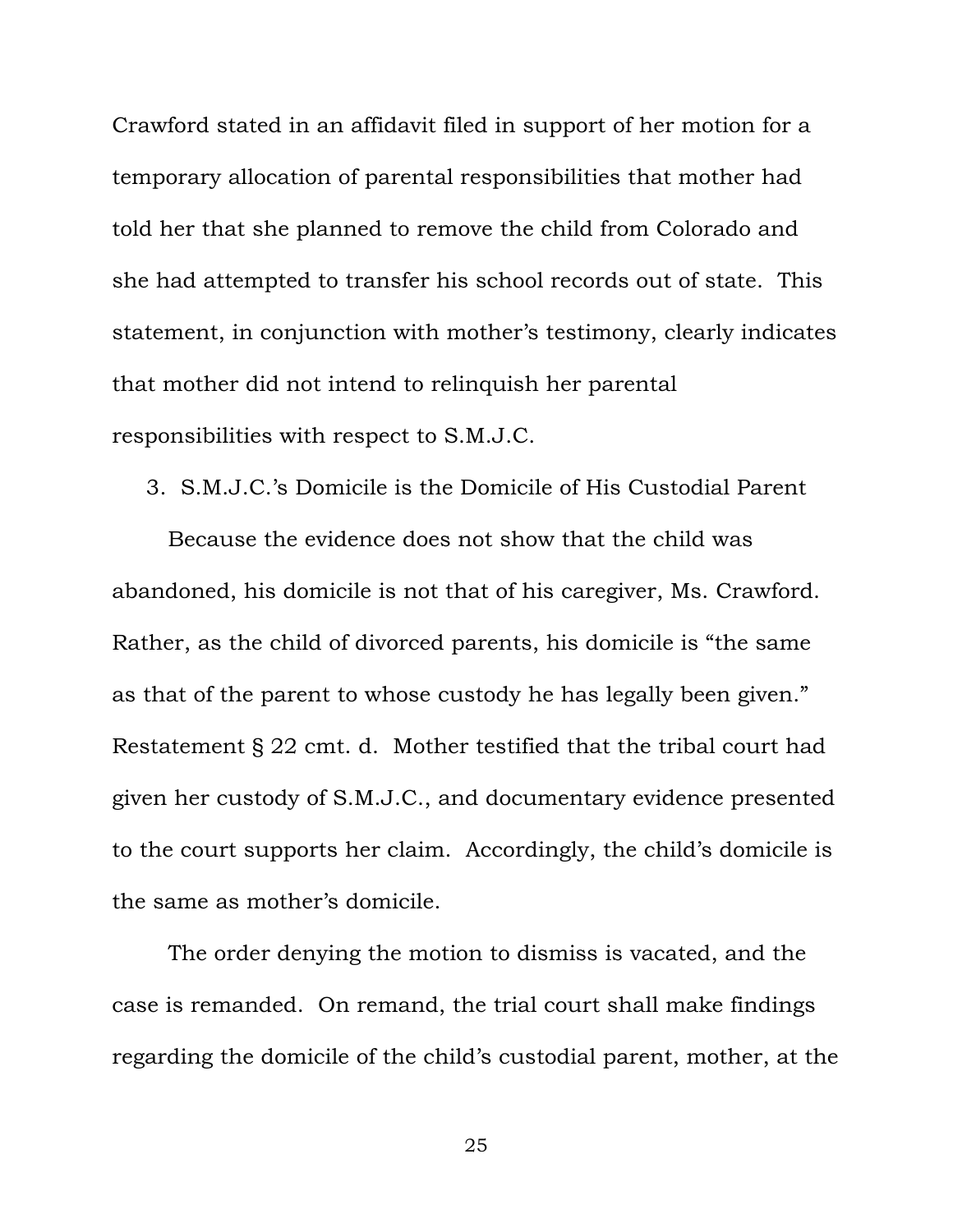Crawford stated in an affidavit filed in support of her motion for a temporary allocation of parental responsibilities that mother had told her that she planned to remove the child from Colorado and she had attempted to transfer his school records out of state. This statement, in conjunction with mother's testimony, clearly indicates that mother did not intend to relinquish her parental responsibilities with respect to S.M.J.C.

3. S.M.J.C.'s Domicile is the Domicile of His Custodial Parent

Because the evidence does not show that the child was abandoned, his domicile is not that of his caregiver, Ms. Crawford. Rather, as the child of divorced parents, his domicile is "the same as that of the parent to whose custody he has legally been given." Restatement § 22 cmt. d. Mother testified that the tribal court had given her custody of S.M.J.C., and documentary evidence presented to the court supports her claim. Accordingly, the child's domicile is the same as mother's domicile.

The order denying the motion to dismiss is vacated, and the case is remanded. On remand, the trial court shall make findings regarding the domicile of the child's custodial parent, mother, at the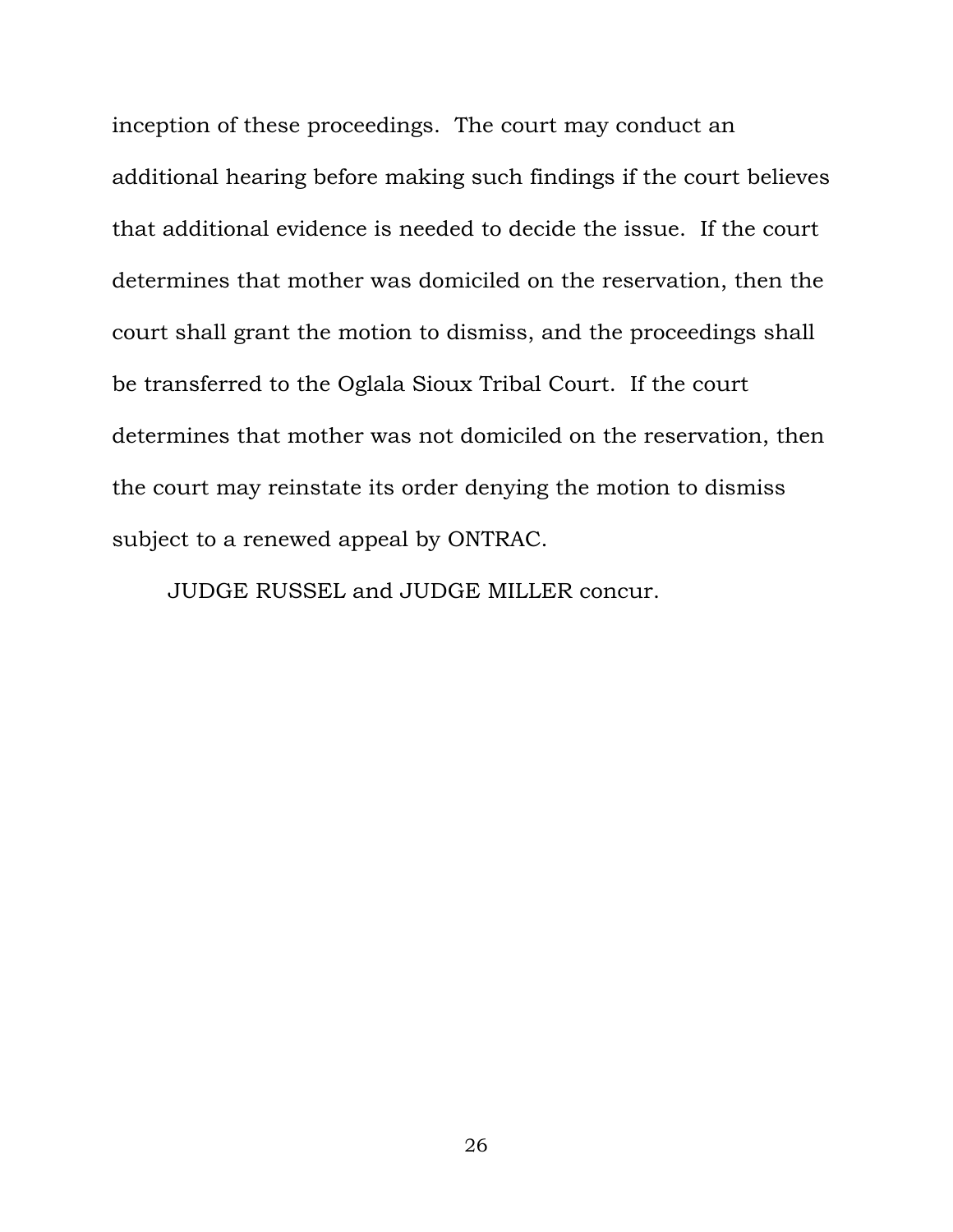inception of these proceedings. The court may conduct an additional hearing before making such findings if the court believes that additional evidence is needed to decide the issue. If the court determines that mother was domiciled on the reservation, then the court shall grant the motion to dismiss, and the proceedings shall be transferred to the Oglala Sioux Tribal Court. If the court determines that mother was not domiciled on the reservation, then the court may reinstate its order denying the motion to dismiss subject to a renewed appeal by ONTRAC.

JUDGE RUSSEL and JUDGE MILLER concur.